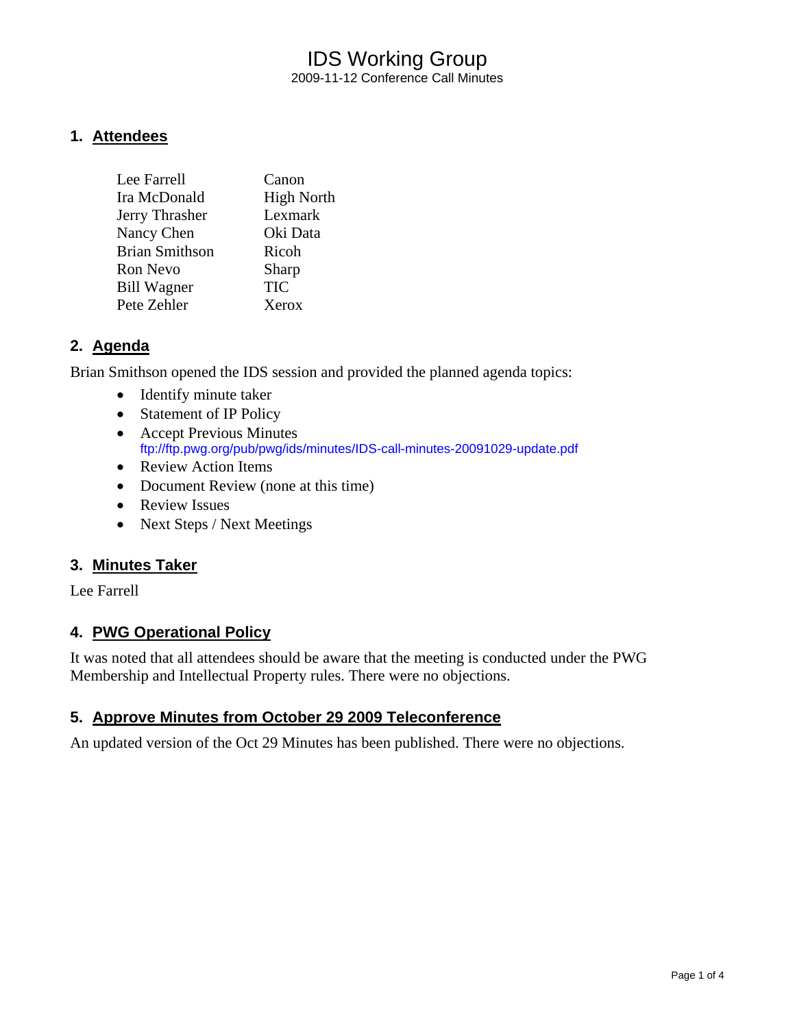# IDS Working Group

2009-11-12 Conference Call Minutes

## 1. Attendees

| | |
|---|---|
| Lee Farrell | Canon |
| Ira McDonald | High North |
| Jerry Thrasher | Lexmark |
| Nancy Chen | Oki Data |
| Brian Smithson | Ricoh |
| Ron Nevo | Sharp |
| Bill Wagner | TIC |
| Pete Zehler | Xerox |

## 2. Agenda

Brian Smithson opened the IDS session and provided the planned agenda topics:

- Identify minute taker
- Statement of IP Policy
- Accept Previous Minutes
  ftp://ftp.pwg.org/pub/pwg/ids/minutes/IDS-call-minutes-20091029-update.pdf
- Review Action Items
- Document Review (none at this time)
- Review Issues
- Next Steps / Next Meetings

## 3. Minutes Taker

Lee Farrell

## 4. PWG Operational Policy

It was noted that all attendees should be aware that the meeting is conducted under the PWG Membership and Intellectual Property rules. There were no objections.

## 5. Approve Minutes from October 29 2009 Teleconference

An updated version of the Oct 29 Minutes has been published. There were no objections.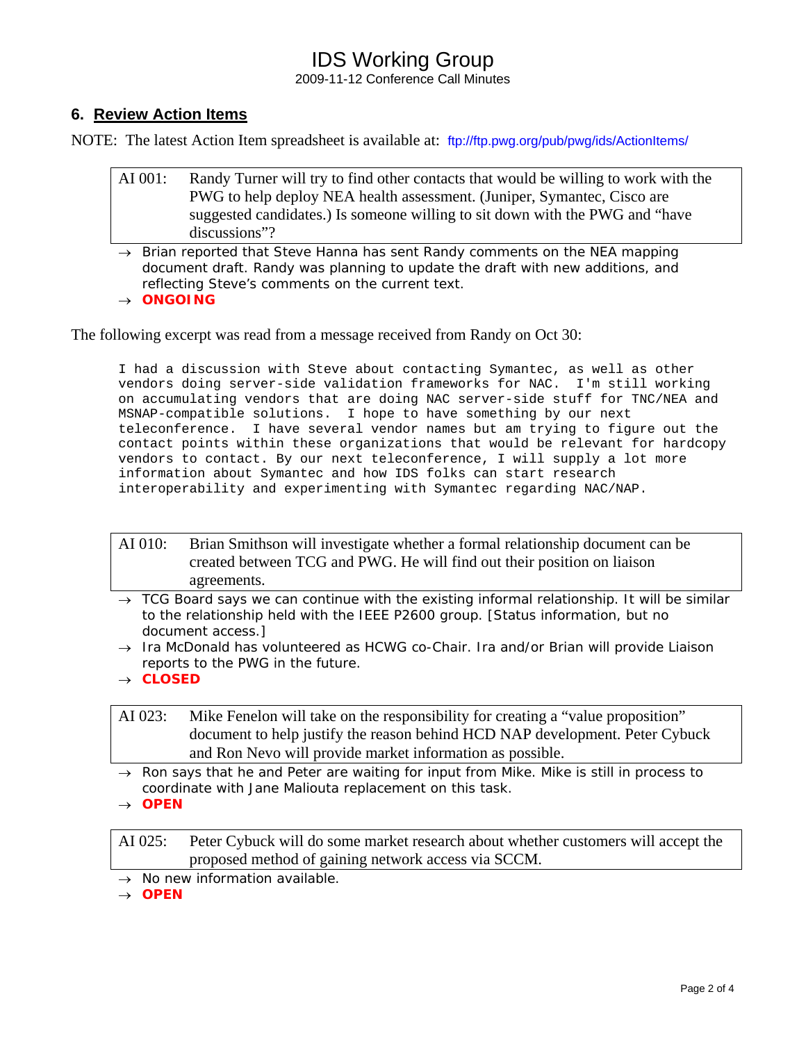## 6. Review Action Items

NOTE: The latest Action Item spreadsheet is available at: ftp://ftp.pwg.org/pub/pwg/ids/ActionItems/

| AI 001: | Randy Turner will try to find other contacts that would be willing to work with the PWG to help deploy NEA health assessment. (Juniper, Symantec, Cisco are suggested candidates.) Is someone willing to sit down with the PWG and "have discussions"? |
|---|---|

- → Brian reported that Steve Hanna has sent Randy comments on the NEA mapping document draft. Randy was planning to update the draft with new additions, and reflecting Steve's comments on the current text.
- → **ONGOING**

The following excerpt was read from a message received from Randy on Oct 30:

```
I had a discussion with Steve about contacting Symantec, as well as other
vendors doing server-side validation frameworks for NAC.  I'm still working
on accumulating vendors that are doing NAC server-side stuff for TNC/NEA and
MSNAP-compatible solutions.  I hope to have something by our next
teleconference.  I have several vendor names but am trying to figure out the
contact points within these organizations that would be relevant for hardcopy
vendors to contact. By our next teleconference, I will supply a lot more
information about Symantec and how IDS folks can start research
interoperability and experimenting with Symantec regarding NAC/NAP.
```

| AI 010: | Brian Smithson will investigate whether a formal relationship document can be created between TCG and PWG. He will find out their position on liaison agreements. |
|---|---|

- → TCG Board says we can continue with the existing informal relationship. It will be similar to the relationship held with the IEEE P2600 group. [Status information, but no document access.]
- → Ira McDonald has volunteered as HCWG co-Chair. Ira and/or Brian will provide Liaison reports to the PWG in the future.
- → **CLOSED**

| AI 023: | Mike Fenelon will take on the responsibility for creating a "value proposition" document to help justify the reason behind HCD NAP development. Peter Cybuck and Ron Nevo will provide market information as possible. |
|---|---|

- → Ron says that he and Peter are waiting for input from Mike. Mike is still in process to coordinate with Jane Maliouta replacement on this task.
- → **OPEN**

| AI 025: | Peter Cybuck will do some market research about whether customers will accept the proposed method of gaining network access via SCCM. |
|---|---|

- → No new information available.
- → **OPEN**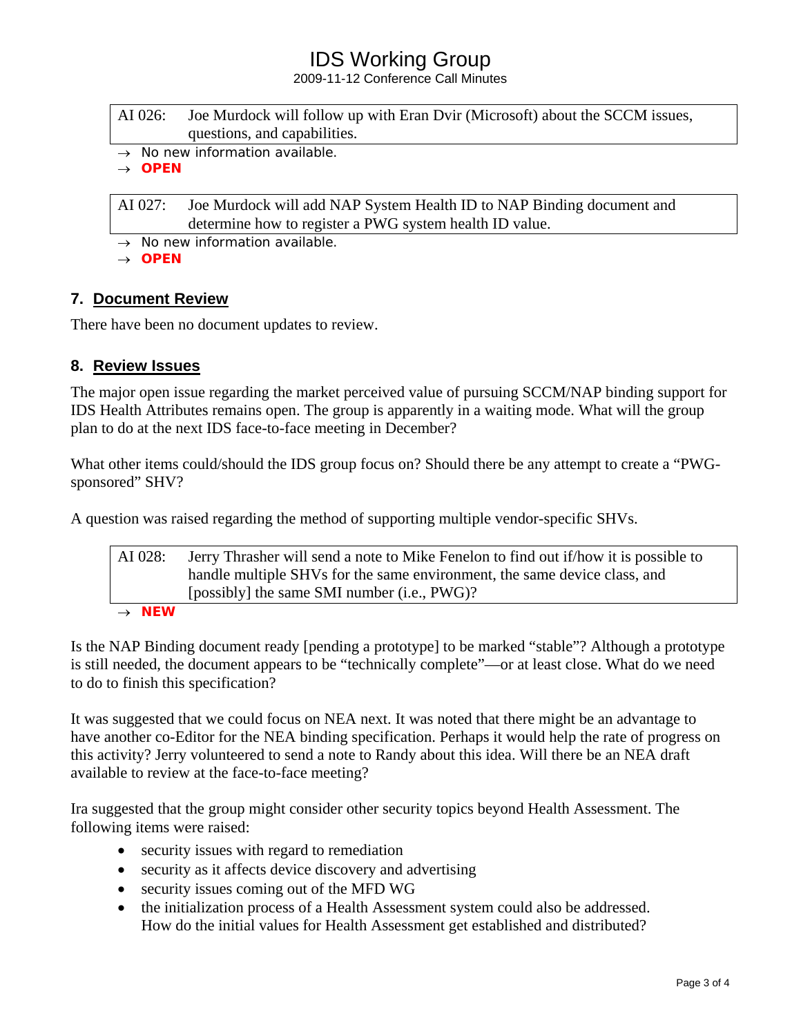| AI 026: | Joe Murdock will follow up with Eran Dvir (Microsoft) about the SCCM issues, questions, and capabilities. |
| --- | --- |

→ No new information available.
→ **OPEN**

| AI 027: | Joe Murdock will add NAP System Health ID to NAP Binding document and determine how to register a PWG system health ID value. |
| --- | --- |

→ No new information available.
→ **OPEN**

## 7. Document Review

There have been no document updates to review.

## 8. Review Issues

The major open issue regarding the market perceived value of pursuing SCCM/NAP binding support for IDS Health Attributes remains open. The group is apparently in a waiting mode. What will the group plan to do at the next IDS face-to-face meeting in December?

What other items could/should the IDS group focus on? Should there be any attempt to create a "PWG-sponsored" SHV?

A question was raised regarding the method of supporting multiple vendor-specific SHVs.

| AI 028: | Jerry Thrasher will send a note to Mike Fenelon to find out if/how it is possible to handle multiple SHVs for the same environment, the same device class, and [possibly] the same SMI number (i.e., PWG)? |
| --- | --- |

→ **NEW**

Is the NAP Binding document ready [pending a prototype] to be marked "stable"? Although a prototype is still needed, the document appears to be "technically complete"—or at least close. What do we need to do to finish this specification?

It was suggested that we could focus on NEA next. It was noted that there might be an advantage to have another co-Editor for the NEA binding specification. Perhaps it would help the rate of progress on this activity? Jerry volunteered to send a note to Randy about this idea. Will there be an NEA draft available to review at the face-to-face meeting?

Ira suggested that the group might consider other security topics beyond Health Assessment. The following items were raised:

- security issues with regard to remediation
- security as it affects device discovery and advertising
- security issues coming out of the MFD WG
- the initialization process of a Health Assessment system could also be addressed. How do the initial values for Health Assessment get established and distributed?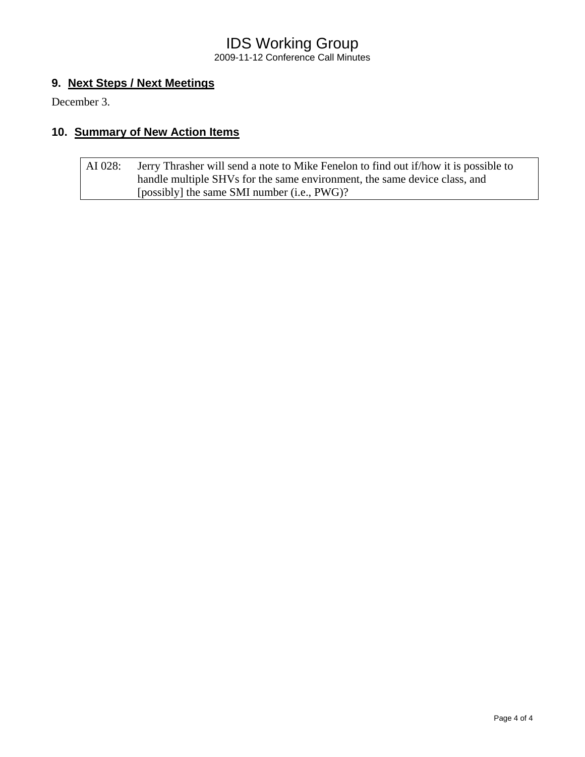## 9. Next Steps / Next Meetings

December 3.

## 10. Summary of New Action Items

| | |
|---|---|
| AI 028: | Jerry Thrasher will send a note to Mike Fenelon to find out if/how it is possible to handle multiple SHVs for the same environment, the same device class, and [possibly] the same SMI number (i.e., PWG)? |